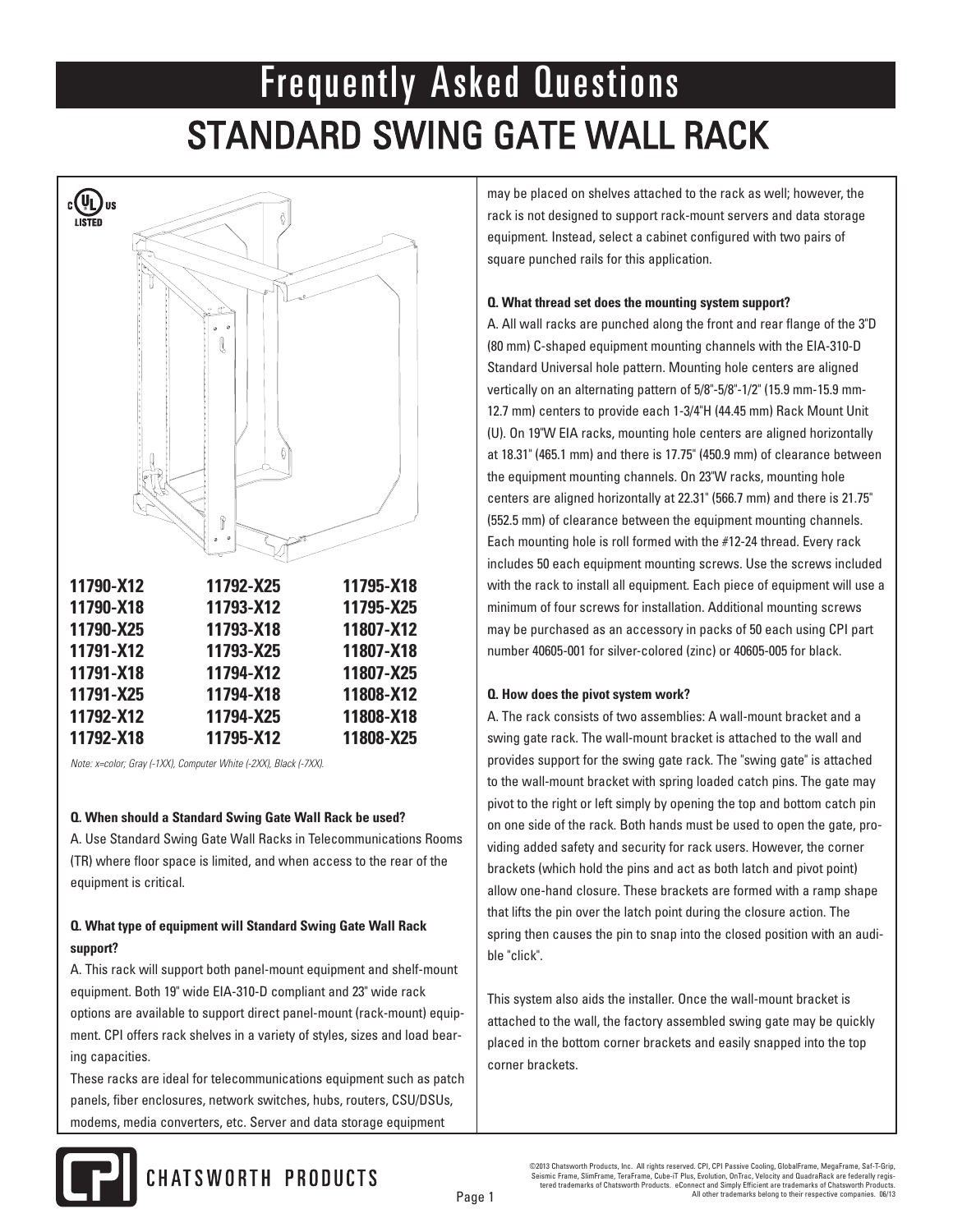# Frequently Asked Questions

## STANDARD SWING GATE WALL RACK

| | | |
|---|---|---|
| **11790-X12** | **11792-X25** | **11795-X18** |
| **11790-X18** | **11793-X12** | **11795-X25** |
| **11790-X25** | **11793-X18** | **11807-X12** |
| **11791-X12** | **11793-X25** | **11807-X18** |
| **11791-X18** | **11794-X12** | **11807-X25** |
| **11791-X25** | **11794-X18** | **11808-X12** |
| **11792-X12** | **11794-X25** | **11808-X18** |
| **11792-X18** | **11795-X12** | **11808-X25** |

*Note: x=color; Gray (-1XX), Computer White (-2XX), Black (-7XX).*

**Q. When should a Standard Swing Gate Wall Rack be used?**

A. Use Standard Swing Gate Wall Racks in Telecommunications Rooms (TR) where floor space is limited, and when access to the rear of the equipment is critical.

**Q. What type of equipment will Standard Swing Gate Wall Rack support?**

A. This rack will support both panel-mount equipment and shelf-mount equipment. Both 19" wide EIA-310-D compliant and 23" wide rack options are available to support direct panel-mount (rack-mount) equipment. CPI offers rack shelves in a variety of styles, sizes and load bearing capacities.

These racks are ideal for telecommunications equipment such as patch panels, fiber enclosures, network switches, hubs, routers, CSU/DSUs, modems, media converters, etc. Server and data storage equipment may be placed on shelves attached to the rack as well; however, the rack is not designed to support rack-mount servers and data storage equipment. Instead, select a cabinet configured with two pairs of square punched rails for this application.

**Q. What thread set does the mounting system support?**

A. All wall racks are punched along the front and rear flange of the 3"D (80 mm) C-shaped equipment mounting channels with the EIA-310-D Standard Universal hole pattern. Mounting hole centers are aligned vertically on an alternating pattern of 5/8"-5/8"-1/2" (15.9 mm-15.9 mm-12.7 mm) centers to provide each 1-3/4"H (44.45 mm) Rack Mount Unit (U). On 19"W EIA racks, mounting hole centers are aligned horizontally at 18.31" (465.1 mm) and there is 17.75" (450.9 mm) of clearance between the equipment mounting channels. On 23"W racks, mounting hole centers are aligned horizontally at 22.31" (566.7 mm) and there is 21.75" (552.5 mm) of clearance between the equipment mounting channels. Each mounting hole is roll formed with the #12-24 thread. Every rack includes 50 each equipment mounting screws. Use the screws included with the rack to install all equipment. Each piece of equipment will use a minimum of four screws for installation. Additional mounting screws may be purchased as an accessory in packs of 50 each using CPI part number 40605-001 for silver-colored (zinc) or 40605-005 for black.

**Q. How does the pivot system work?**

A. The rack consists of two assemblies: A wall-mount bracket and a swing gate rack. The wall-mount bracket is attached to the wall and provides support for the swing gate rack. The "swing gate" is attached to the wall-mount bracket with spring loaded catch pins. The gate may pivot to the right or left simply by opening the top and bottom catch pin on one side of the rack. Both hands must be used to open the gate, providing added safety and security for rack users. However, the corner brackets (which hold the pins and act as both latch and pivot point) allow one-hand closure. These brackets are formed with a ramp shape that lifts the pin over the latch point during the closure action. The spring then causes the pin to snap into the closed position with an audible "click".

This system also aids the installer. Once the wall-mount bracket is attached to the wall, the factory assembled swing gate may be quickly placed in the bottom corner brackets and easily snapped into the top corner brackets.

©2013 Chatsworth Products, Inc. All rights reserved. CPI, CPI Passive Cooling, GlobalFrame, MegaFrame, Saf-T-Grip, Seismic Frame, SlimFrame, TeraFrame, Cube-iT Plus, Evolution, OnTrac, Velocity and QuadraRack are federally registered trademarks of Chatsworth Products. eConnect and Simply Efficient are trademarks of Chatsworth Products. All other trademarks belong to their respective companies. 06/13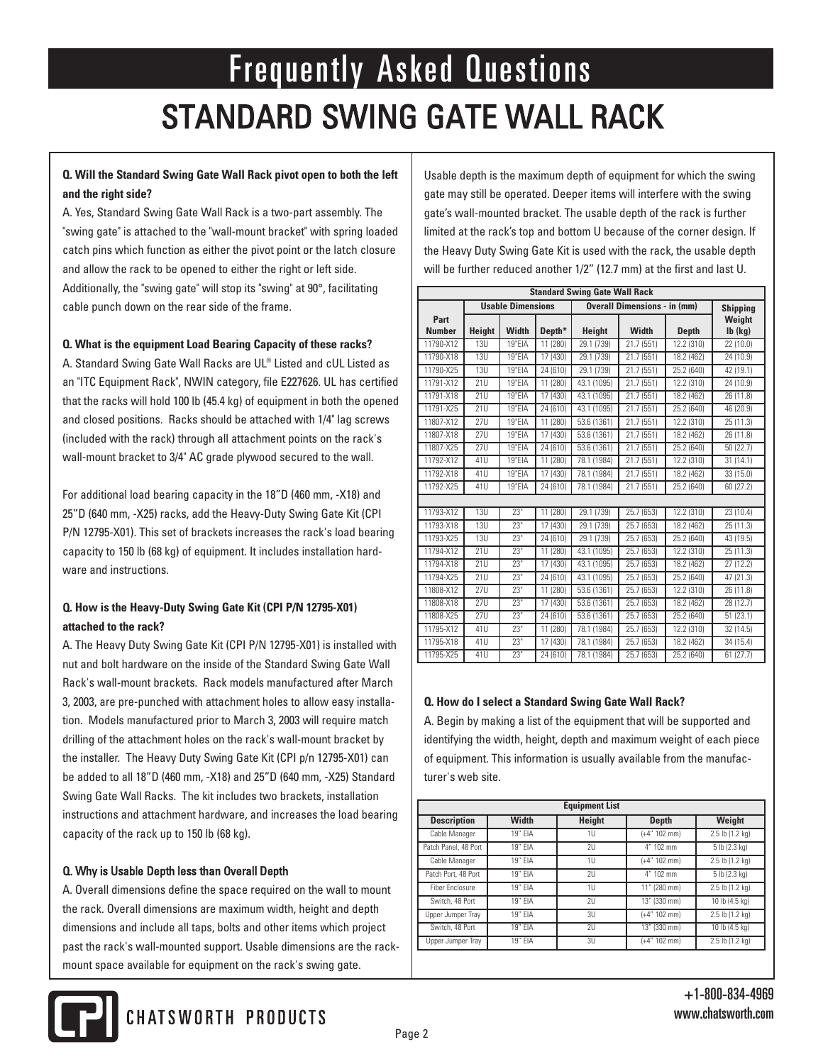# Frequently Asked Questions

# STANDARD SWING GATE WALL RACK

**Q. Will the Standard Swing Gate Wall Rack pivot open to both the left and the right side?**

A. Yes, Standard Swing Gate Wall Rack is a two-part assembly. The "swing gate" is attached to the "wall-mount bracket" with spring loaded catch pins which function as either the pivot point or the latch closure and allow the rack to be opened to either the right or left side. Additionally, the "swing gate" will stop its "swing" at 90°, facilitating cable punch down on the rear side of the frame.

**Q. What is the equipment Load Bearing Capacity of these racks?**

A. Standard Swing Gate Wall Racks are UL® Listed and cUL Listed as an "ITC Equipment Rack", NWIN category, file E227626. UL has certified that the racks will hold 100 lb (45.4 kg) of equipment in both the opened and closed positions. Racks should be attached with 1/4" lag screws (included with the rack) through all attachment points on the rack's wall-mount bracket to 3/4" AC grade plywood secured to the wall.

For additional load bearing capacity in the 18"D (460 mm, -X18) and 25"D (640 mm, -X25) racks, add the Heavy-Duty Swing Gate Kit (CPI P/N 12795-X01). This set of brackets increases the rack's load bearing capacity to 150 lb (68 kg) of equipment. It includes installation hardware and instructions.

**Q. How is the Heavy-Duty Swing Gate Kit (CPI P/N 12795-X01) attached to the rack?**

A. The Heavy Duty Swing Gate Kit (CPI P/N 12795-X01) is installed with nut and bolt hardware on the inside of the Standard Swing Gate Wall Rack's wall-mount brackets. Rack models manufactured after March 3, 2003, are pre-punched with attachment holes to allow easy installation. Models manufactured prior to March 3, 2003 will require match drilling of the attachment holes on the rack's wall-mount bracket by the installer. The Heavy Duty Swing Gate Kit (CPI p/n 12795-X01) can be added to all 18"D (460 mm, -X18) and 25"D (640 mm, -X25) Standard Swing Gate Wall Racks. The kit includes two brackets, installation instructions and attachment hardware, and increases the load bearing capacity of the rack up to 150 lb (68 kg).

**Q. Why is Usable Depth less than Overall Depth**

A. Overall dimensions define the space required on the wall to mount the rack. Overall dimensions are maximum width, height and depth dimensions and include all taps, bolts and other items which project past the rack's wall-mounted support. Usable dimensions are the rack-mount space available for equipment on the rack's swing gate.

Usable depth is the maximum depth of equipment for which the swing gate may still be operated. Deeper items will interfere with the swing gate's wall-mounted bracket. The usable depth of the rack is further limited at the rack's top and bottom U because of the corner design. If the Heavy Duty Swing Gate Kit is used with the rack, the usable depth will be further reduced another 1/2" (12.7 mm) at the first and last U.

**Standard Swing Gate Wall Rack**

| Part Number | Usable Dimensions | | | Overall Dimensions - in (mm) | | | Shipping Weight lb (kg) |
|---|---|---|---|---|---|---|---|
| | Height | Width | Depth* | Height | Width | Depth | |
| 11790-X12 | 13U | 19"EIA | 11 (280) | 29.1 (739) | 21.7 (551) | 12.2 (310) | 22 (10.0) |
| 11790-X18 | 13U | 19"EIA | 17 (430) | 29.1 (739) | 21.7 (551) | 18.2 (462) | 24 (10.9) |
| 11790-X25 | 13U | 19"EIA | 24 (610) | 29.1 (739) | 21.7 (551) | 25.2 (640) | 42 (19.1) |
| 11791-X12 | 21U | 19"EIA | 11 (280) | 43.1 (1095) | 21.7 (551) | 12.2 (310) | 24 (10.9) |
| 11791-X18 | 21U | 19"EIA | 17 (430) | 43.1 (1095) | 21.7 (551) | 18.2 (462) | 26 (11.8) |
| 11791-X25 | 21U | 19"EIA | 24 (610) | 43.1 (1095) | 21.7 (551) | 25.2 (640) | 46 (20.9) |
| 11807-X12 | 27U | 19"EIA | 11 (280) | 53.6 (1361) | 21.7 (551) | 12.2 (310) | 25 (11.3) |
| 11807-X18 | 27U | 19"EIA | 17 (430) | 53.6 (1361) | 21.7 (551) | 18.2 (462) | 26 (11.8) |
| 11807-X25 | 27U | 19"EIA | 24 (610) | 53.6 (1361) | 21.7 (551) | 25.2 (640) | 50 (22.7) |
| 11792-X12 | 41U | 19"EIA | 11 (280) | 78.1 (1984) | 21.7 (551) | 12.2 (310) | 31 (14.1) |
| 11792-X18 | 41U | 19"EIA | 17 (430) | 78.1 (1984) | 21.7 (551) | 18.2 (462) | 33 (15.0) |
| 11792-X25 | 41U | 19"EIA | 24 (610) | 78.1 (1984) | 21.7 (551) | 25.2 (640) | 60 (27.2) |
| | | | | | | | |
| 11793-X12 | 13U | 23" | 11 (280) | 29.1 (739) | 25.7 (653) | 12.2 (310) | 23 (10.4) |
| 11793-X18 | 13U | 23" | 17 (430) | 29.1 (739) | 25.7 (653) | 18.2 (462) | 25 (11.3) |
| 11793-X25 | 13U | 23" | 24 (610) | 29.1 (739) | 25.7 (653) | 25.2 (640) | 43 (19.5) |
| 11794-X12 | 21U | 23" | 11 (280) | 43.1 (1095) | 25.7 (653) | 12.2 (310) | 25 (11.3) |
| 11794-X18 | 21U | 23" | 17 (430) | 43.1 (1095) | 25.7 (653) | 18.2 (462) | 27 (12.2) |
| 11794-X25 | 21U | 23" | 24 (610) | 43.1 (1095) | 25.7 (653) | 25.2 (640) | 47 (21.3) |
| 11808-X12 | 27U | 23" | 11 (280) | 53.6 (1361) | 25.7 (653) | 12.2 (310) | 26 (11.8) |
| 11808-X18 | 27U | 23" | 17 (430) | 53.6 (1361) | 25.7 (653) | 18.2 (462) | 28 (12.7) |
| 11808-X25 | 27U | 23" | 24 (610) | 53.6 (1361) | 25.7 (653) | 25.2 (640) | 51 (23.1) |
| 11795-X12 | 41U | 23" | 11 (280) | 78.1 (1984) | 25.7 (653) | 12.2 (310) | 32 (14.5) |
| 11795-X18 | 41U | 23" | 17 (430) | 78.1 (1984) | 25.7 (653) | 18.2 (462) | 34 (15.4) |
| 11795-X25 | 41U | 23" | 24 (610) | 78.1 (1984) | 25.7 (653) | 25.2 (640) | 61 (27.7) |

**Q. How do I select a Standard Swing Gate Wall Rack?**

A. Begin by making a list of the equipment that will be supported and identifying the width, height, depth and maximum weight of each piece of equipment. This information is usually available from the manufacturer's web site.

**Equipment List**

| Description | Width | Height | Depth | Weight |
|---|---|---|---|---|
| Cable Manager | 19" EIA | 1U | (+4" 102 mm) | 2.5 lb (1.2 kg) |
| Patch Panel, 48 Port | 19" EIA | 2U | 4" 102 mm | 5 lb (2.3 kg) |
| Cable Manager | 19" EIA | 1U | (+4" 102 mm) | 2.5 lb (1.2 kg) |
| Patch Port, 48 Port | 19" EIA | 2U | 4" 102 mm | 5 lb (2.3 kg) |
| Fiber Enclosure | 19" EIA | 1U | 11" (280 mm) | 2.5 lb (1.2 kg) |
| Switch, 48 Port | 19" EIA | 2U | 13" (330 mm) | 10 lb (4.5 kg) |
| Upper Jumper Tray | 19" EIA | 3U | (+4" 102 mm) | 2.5 lb (1.2 kg) |
| Switch, 48 Port | 19" EIA | 2U | 13" (330 mm) | 10 lb (4.5 kg) |
| Upper Jumper Tray | 19" EIA | 3U | (+4" 102 mm) | 2.5 lb (1.2 kg) |

CHATSWORTH PRODUCTS

+1-800-834-4969
www.chatsworth.com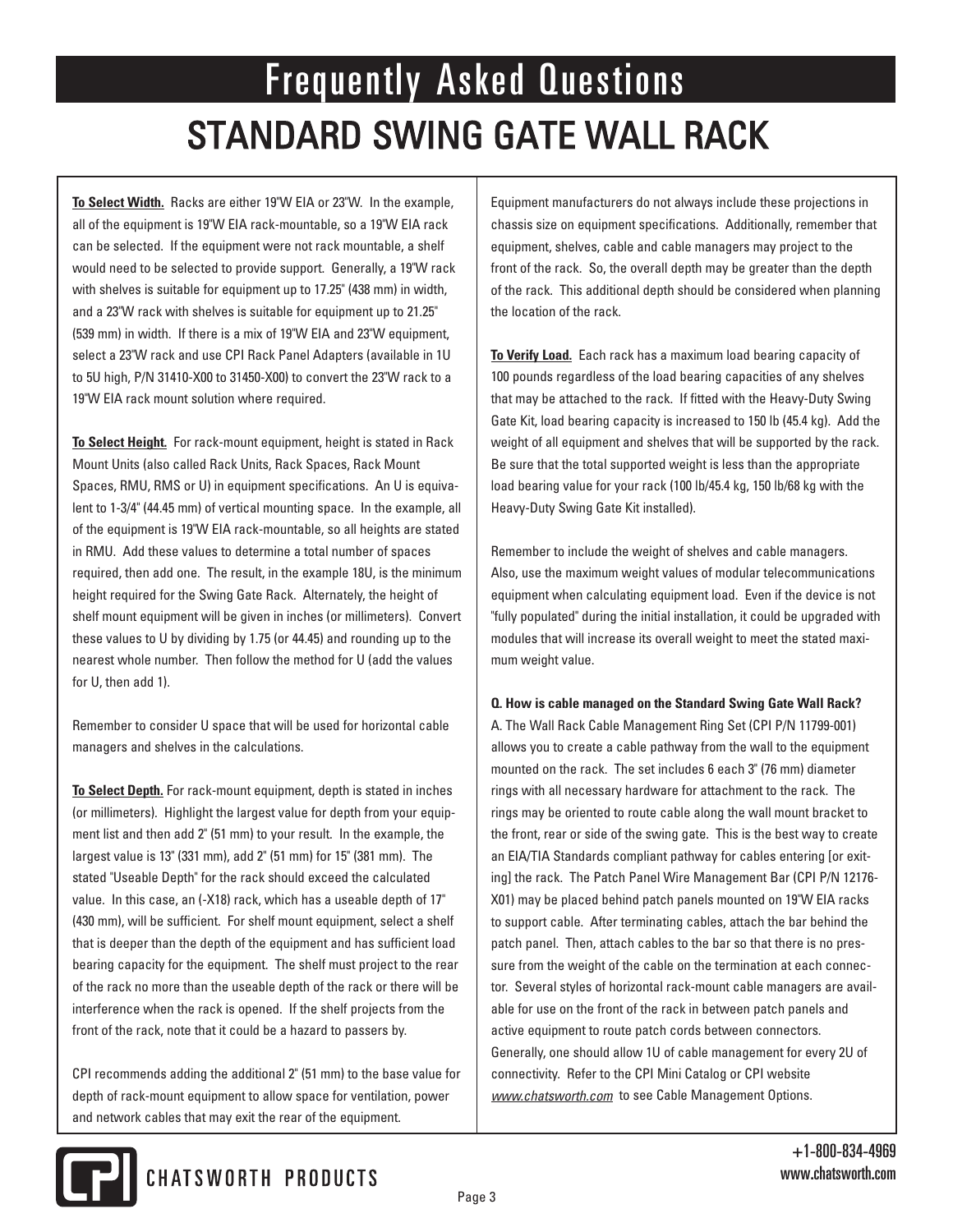# Frequently Asked Questions

## STANDARD SWING GATE WALL RACK

**To Select Width.** Racks are either 19"W EIA or 23"W. In the example, all of the equipment is 19"W EIA rack-mountable, so a 19"W EIA rack can be selected. If the equipment were not rack mountable, a shelf would need to be selected to provide support. Generally, a 19"W rack with shelves is suitable for equipment up to 17.25" (438 mm) in width, and a 23"W rack with shelves is suitable for equipment up to 21.25" (539 mm) in width. If there is a mix of 19"W EIA and 23"W equipment, select a 23"W rack and use CPI Rack Panel Adapters (available in 1U to 5U high, P/N 31410-X00 to 31450-X00) to convert the 23"W rack to a 19"W EIA rack mount solution where required.

**To Select Height.** For rack-mount equipment, height is stated in Rack Mount Units (also called Rack Units, Rack Spaces, Rack Mount Spaces, RMU, RMS or U) in equipment specifications. An U is equivalent to 1-3/4" (44.45 mm) of vertical mounting space. In the example, all of the equipment is 19"W EIA rack-mountable, so all heights are stated in RMU. Add these values to determine a total number of spaces required, then add one. The result, in the example 18U, is the minimum height required for the Swing Gate Rack. Alternately, the height of shelf mount equipment will be given in inches (or millimeters). Convert these values to U by dividing by 1.75 (or 44.45) and rounding up to the nearest whole number. Then follow the method for U (add the values for U, then add 1).

Remember to consider U space that will be used for horizontal cable managers and shelves in the calculations.

**To Select Depth.** For rack-mount equipment, depth is stated in inches (or millimeters). Highlight the largest value for depth from your equipment list and then add 2" (51 mm) to your result. In the example, the largest value is 13" (331 mm), add 2" (51 mm) for 15" (381 mm). The stated "Useable Depth" for the rack should exceed the calculated value. In this case, an (-X18) rack, which has a useable depth of 17" (430 mm), will be sufficient. For shelf mount equipment, select a shelf that is deeper than the depth of the equipment and has sufficient load bearing capacity for the equipment. The shelf must project to the rear of the rack no more than the useable depth of the rack or there will be interference when the rack is opened. If the shelf projects from the front of the rack, note that it could be a hazard to passers by.

CPI recommends adding the additional 2" (51 mm) to the base value for depth of rack-mount equipment to allow space for ventilation, power and network cables that may exit the rear of the equipment. Equipment manufacturers do not always include these projections in chassis size on equipment specifications. Additionally, remember that equipment, shelves, cable and cable managers may project to the front of the rack. So, the overall depth may be greater than the depth of the rack. This additional depth should be considered when planning the location of the rack.

**To Verify Load.** Each rack has a maximum load bearing capacity of 100 pounds regardless of the load bearing capacities of any shelves that may be attached to the rack. If fitted with the Heavy-Duty Swing Gate Kit, load bearing capacity is increased to 150 lb (45.4 kg). Add the weight of all equipment and shelves that will be supported by the rack. Be sure that the total supported weight is less than the appropriate load bearing value for your rack (100 lb/45.4 kg, 150 lb/68 kg with the Heavy-Duty Swing Gate Kit installed).

Remember to include the weight of shelves and cable managers. Also, use the maximum weight values of modular telecommunications equipment when calculating equipment load. Even if the device is not "fully populated" during the initial installation, it could be upgraded with modules that will increase its overall weight to meet the stated maximum weight value.

**Q. How is cable managed on the Standard Swing Gate Wall Rack?**

A. The Wall Rack Cable Management Ring Set (CPI P/N 11799-001) allows you to create a cable pathway from the wall to the equipment mounted on the rack. The set includes 6 each 3" (76 mm) diameter rings with all necessary hardware for attachment to the rack. The rings may be oriented to route cable along the wall mount bracket to the front, rear or side of the swing gate. This is the best way to create an EIA/TIA Standards compliant pathway for cables entering [or exiting] the rack. The Patch Panel Wire Management Bar (CPI P/N 12176-X01) may be placed behind patch panels mounted on 19"W EIA racks to support cable. After terminating cables, attach the bar behind the patch panel. Then, attach cables to the bar so that there is no pressure from the weight of the cable on the termination at each connector. Several styles of horizontal rack-mount cable managers are available for use on the front of the rack in between patch panels and active equipment to route patch cords between connectors. Generally, one should allow 1U of cable management for every 2U of connectivity. Refer to the CPI Mini Catalog or CPI website *www.chatsworth.com* to see Cable Management Options.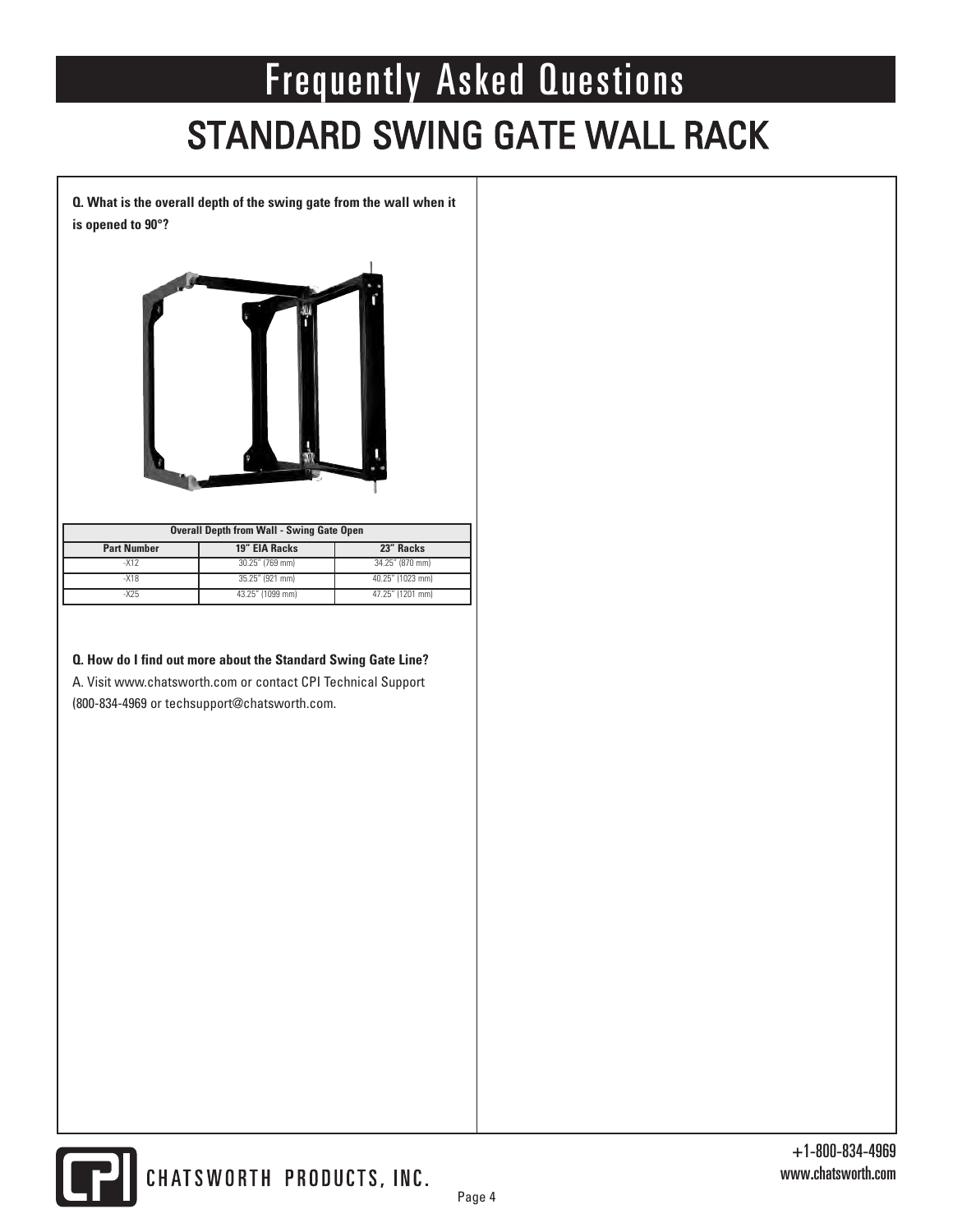# Frequently Asked Questions

## STANDARD SWING GATE WALL RACK

**Q. What is the overall depth of the swing gate from the wall when it is opened to 90°?**

| Overall Depth from Wall - Swing Gate Open | | |
|---|---|---|
| **Part Number** | **19" EIA Racks** | **23" Racks** |
| -X12 | 30.25" (769 mm) | 34.25" (870 mm) |
| -X18 | 35.25" (921 mm) | 40.25" (1023 mm) |
| -X25 | 43.25" (1099 mm) | 47.25" (1201 mm) |

**Q. How do I find out more about the Standard Swing Gate Line?**

A. Visit www.chatsworth.com or contact CPI Technical Support (800-834-4969 or techsupport@chatsworth.com.